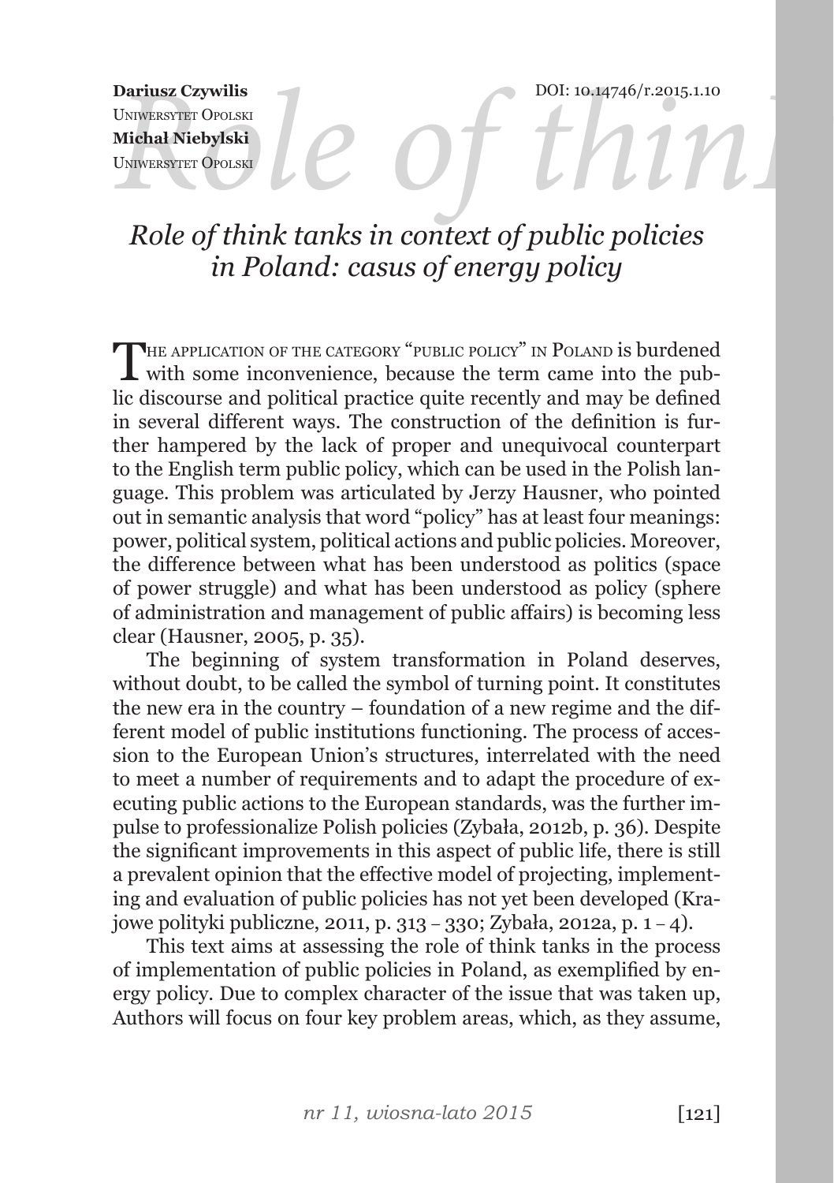**Dariusz Czywilis**
Uniwersytet Opolski
**Michał Niebylski**
Uniwersytet Opolski

DOI: 10.14746/r.2015.1.10

# *Role of think tanks in context of public policies in Poland: casus of energy policy*

The application of the category "public policy" in Poland is burdened with some inconvenience, because the term came into the public discourse and political practice quite recently and may be defined in several different ways. The construction of the definition is further hampered by the lack of proper and unequivocal counterpart to the English term public policy, which can be used in the Polish language. This problem was articulated by Jerzy Hausner, who pointed out in semantic analysis that word "policy" has at least four meanings: power, political system, political actions and public policies. Moreover, the difference between what has been understood as politics (space of power struggle) and what has been understood as policy (sphere of administration and management of public affairs) is becoming less clear (Hausner, 2005, p. 35).

The beginning of system transformation in Poland deserves, without doubt, to be called the symbol of turning point. It constitutes the new era in the country – foundation of a new regime and the different model of public institutions functioning. The process of accession to the European Union's structures, interrelated with the need to meet a number of requirements and to adapt the procedure of executing public actions to the European standards, was the further impulse to professionalize Polish policies (Zybała, 2012b, p. 36). Despite the significant improvements in this aspect of public life, there is still a prevalent opinion that the effective model of projecting, implementing and evaluation of public policies has not yet been developed (Krajowe polityki publiczne, 2011, p. 313 – 330; Zybała, 2012a, p. 1 – 4).

This text aims at assessing the role of think tanks in the process of implementation of public policies in Poland, as exemplified by energy policy. Due to complex character of the issue that was taken up, Authors will focus on four key problem areas, which, as they assume,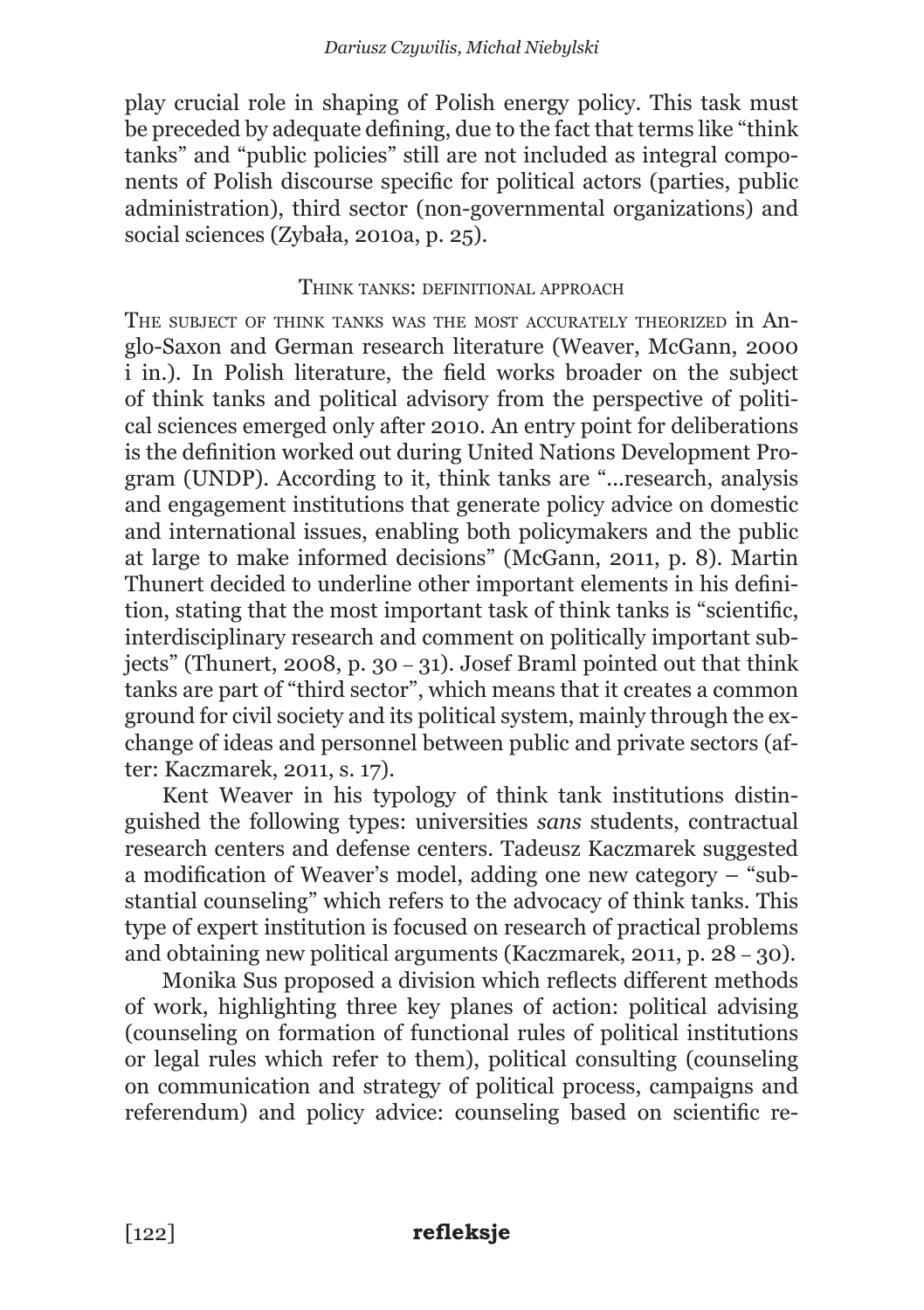play crucial role in shaping of Polish energy policy. This task must be preceded by adequate defining, due to the fact that terms like "think tanks" and "public policies" still are not included as integral components of Polish discourse specific for political actors (parties, public administration), third sector (non-governmental organizations) and social sciences (Zybała, 2010a, p. 25).

## Think tanks: definitional approach

The subject of think tanks was the most accurately theorized in Anglo-Saxon and German research literature (Weaver, McGann, 2000 i in.). In Polish literature, the field works broader on the subject of think tanks and political advisory from the perspective of political sciences emerged only after 2010. An entry point for deliberations is the definition worked out during United Nations Development Program (UNDP). According to it, think tanks are "...research, analysis and engagement institutions that generate policy advice on domestic and international issues, enabling both policymakers and the public at large to make informed decisions" (McGann, 2011, p. 8). Martin Thunert decided to underline other important elements in his definition, stating that the most important task of think tanks is "scientific, interdisciplinary research and comment on politically important subjects" (Thunert, 2008, p. 30 – 31). Josef Braml pointed out that think tanks are part of "third sector", which means that it creates a common ground for civil society and its political system, mainly through the exchange of ideas and personnel between public and private sectors (after: Kaczmarek, 2011, s. 17).

Kent Weaver in his typology of think tank institutions distinguished the following types: universities *sans* students, contractual research centers and defense centers. Tadeusz Kaczmarek suggested a modification of Weaver's model, adding one new category – "substantial counseling" which refers to the advocacy of think tanks. This type of expert institution is focused on research of practical problems and obtaining new political arguments (Kaczmarek, 2011, p. 28 – 30).

Monika Sus proposed a division which reflects different methods of work, highlighting three key planes of action: political advising (counseling on formation of functional rules of political institutions or legal rules which refer to them), political consulting (counseling on communication and strategy of political process, campaigns and referendum) and policy advice: counseling based on scientific re-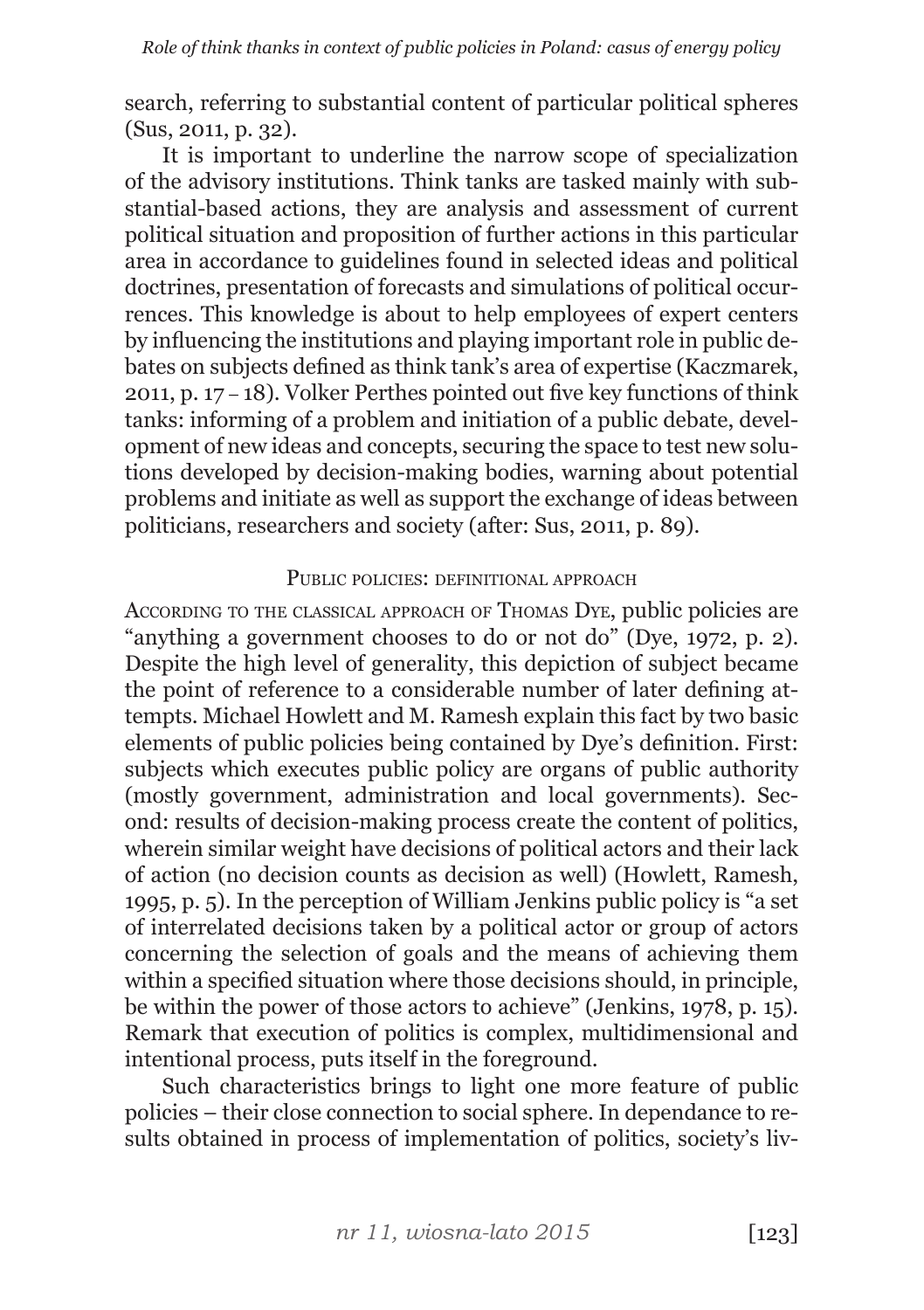search, referring to substantial content of particular political spheres (Sus, 2011, p. 32).

It is important to underline the narrow scope of specialization of the advisory institutions. Think tanks are tasked mainly with substantial-based actions, they are analysis and assessment of current political situation and proposition of further actions in this particular area in accordance to guidelines found in selected ideas and political doctrines, presentation of forecasts and simulations of political occurrences. This knowledge is about to help employees of expert centers by influencing the institutions and playing important role in public debates on subjects defined as think tank's area of expertise (Kaczmarek, 2011, p. 17 – 18). Volker Perthes pointed out five key functions of think tanks: informing of a problem and initiation of a public debate, development of new ideas and concepts, securing the space to test new solutions developed by decision-making bodies, warning about potential problems and initiate as well as support the exchange of ideas between politicians, researchers and society (after: Sus, 2011, p. 89).

## Public policies: definitional approach

According to the classical approach of Thomas Dye, public policies are "anything a government chooses to do or not do" (Dye, 1972, p. 2). Despite the high level of generality, this depiction of subject became the point of reference to a considerable number of later defining attempts. Michael Howlett and M. Ramesh explain this fact by two basic elements of public policies being contained by Dye's definition. First: subjects which executes public policy are organs of public authority (mostly government, administration and local governments). Second: results of decision-making process create the content of politics, wherein similar weight have decisions of political actors and their lack of action (no decision counts as decision as well) (Howlett, Ramesh, 1995, p. 5). In the perception of William Jenkins public policy is "a set of interrelated decisions taken by a political actor or group of actors concerning the selection of goals and the means of achieving them within a specified situation where those decisions should, in principle, be within the power of those actors to achieve" (Jenkins, 1978, p. 15). Remark that execution of politics is complex, multidimensional and intentional process, puts itself in the foreground.

Such characteristics brings to light one more feature of public policies – their close connection to social sphere. In dependance to results obtained in process of implementation of politics, society's liv-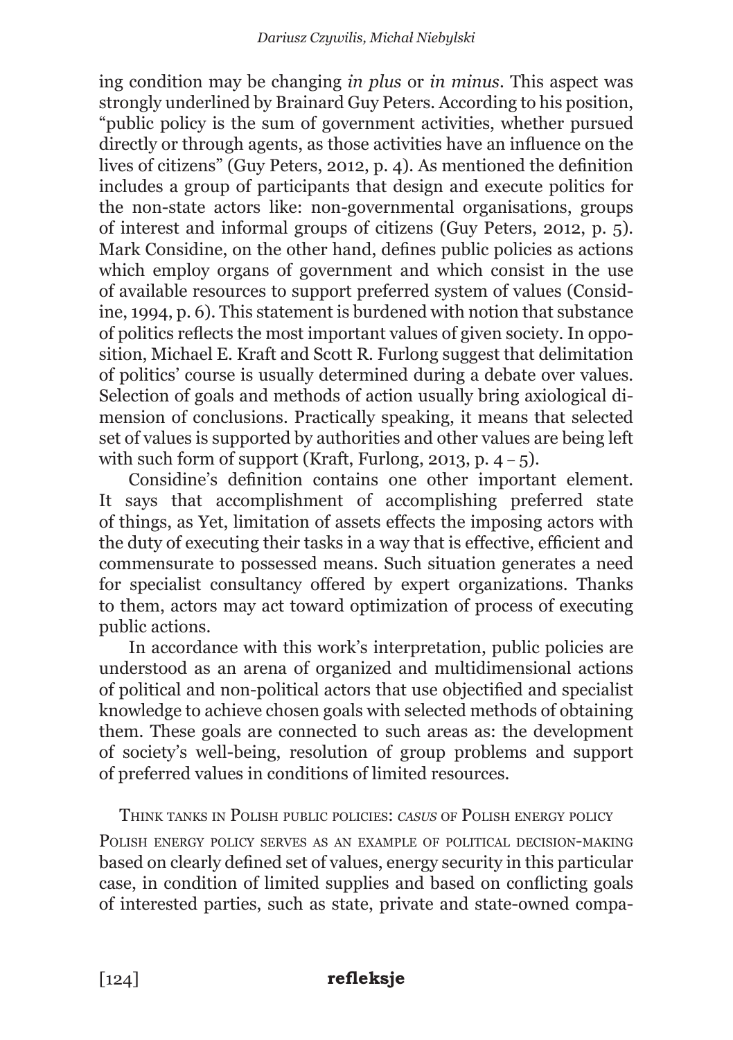ing condition may be changing *in plus* or *in minus*. This aspect was strongly underlined by Brainard Guy Peters. According to his position, "public policy is the sum of government activities, whether pursued directly or through agents, as those activities have an influence on the lives of citizens" (Guy Peters, 2012, p. 4). As mentioned the definition includes a group of participants that design and execute politics for the non-state actors like: non-governmental organisations, groups of interest and informal groups of citizens (Guy Peters, 2012, p. 5). Mark Considine, on the other hand, defines public policies as actions which employ organs of government and which consist in the use of available resources to support preferred system of values (Considine, 1994, p. 6). This statement is burdened with notion that substance of politics reflects the most important values of given society. In opposition, Michael E. Kraft and Scott R. Furlong suggest that delimitation of politics' course is usually determined during a debate over values. Selection of goals and methods of action usually bring axiological dimension of conclusions. Practically speaking, it means that selected set of values is supported by authorities and other values are being left with such form of support (Kraft, Furlong, 2013, p. 4 – 5).

Considine's definition contains one other important element. It says that accomplishment of accomplishing preferred state of things, as Yet, limitation of assets effects the imposing actors with the duty of executing their tasks in a way that is effective, efficient and commensurate to possessed means. Such situation generates a need for specialist consultancy offered by expert organizations. Thanks to them, actors may act toward optimization of process of executing public actions.

In accordance with this work's interpretation, public policies are understood as an arena of organized and multidimensional actions of political and non-political actors that use objectified and specialist knowledge to achieve chosen goals with selected methods of obtaining them. These goals are connected to such areas as: the development of society's well-being, resolution of group problems and support of preferred values in conditions of limited resources.

## Think tanks in Polish public policies: *casus* of Polish energy policy

Polish energy policy serves as an example of political decision-making based on clearly defined set of values, energy security in this particular case, in condition of limited supplies and based on conflicting goals of interested parties, such as state, private and state-owned compa-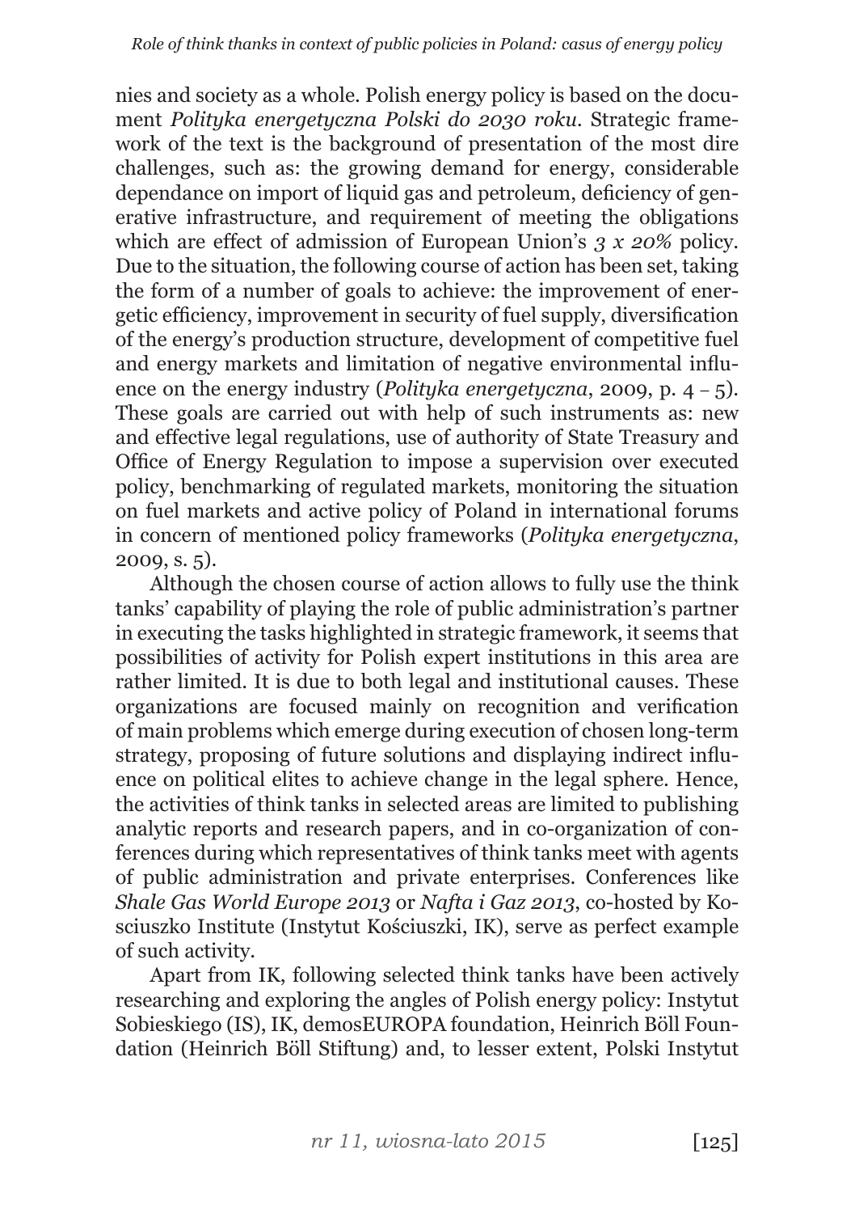nies and society as a whole. Polish energy policy is based on the document *Polityka energetyczna Polski do 2030 roku*. Strategic framework of the text is the background of presentation of the most dire challenges, such as: the growing demand for energy, considerable dependance on import of liquid gas and petroleum, deficiency of generative infrastructure, and requirement of meeting the obligations which are effect of admission of European Union's *3 x 20%* policy. Due to the situation, the following course of action has been set, taking the form of a number of goals to achieve: the improvement of energetic efficiency, improvement in security of fuel supply, diversification of the energy's production structure, development of competitive fuel and energy markets and limitation of negative environmental influence on the energy industry (*Polityka energetyczna*, 2009, p. 4 – 5). These goals are carried out with help of such instruments as: new and effective legal regulations, use of authority of State Treasury and Office of Energy Regulation to impose a supervision over executed policy, benchmarking of regulated markets, monitoring the situation on fuel markets and active policy of Poland in international forums in concern of mentioned policy frameworks (*Polityka energetyczna*, 2009, s. 5).

Although the chosen course of action allows to fully use the think tanks' capability of playing the role of public administration's partner in executing the tasks highlighted in strategic framework, it seems that possibilities of activity for Polish expert institutions in this area are rather limited. It is due to both legal and institutional causes. These organizations are focused mainly on recognition and verification of main problems which emerge during execution of chosen long-term strategy, proposing of future solutions and displaying indirect influence on political elites to achieve change in the legal sphere. Hence, the activities of think tanks in selected areas are limited to publishing analytic reports and research papers, and in co-organization of conferences during which representatives of think tanks meet with agents of public administration and private enterprises. Conferences like *Shale Gas World Europe 2013* or *Nafta i Gaz 2013*, co-hosted by Kosciuszko Institute (Instytut Kościuszki, IK), serve as perfect example of such activity.

Apart from IK, following selected think tanks have been actively researching and exploring the angles of Polish energy policy: Instytut Sobieskiego (IS), IK, demosEUROPA foundation, Heinrich Böll Foundation (Heinrich Böll Stiftung) and, to lesser extent, Polski Instytut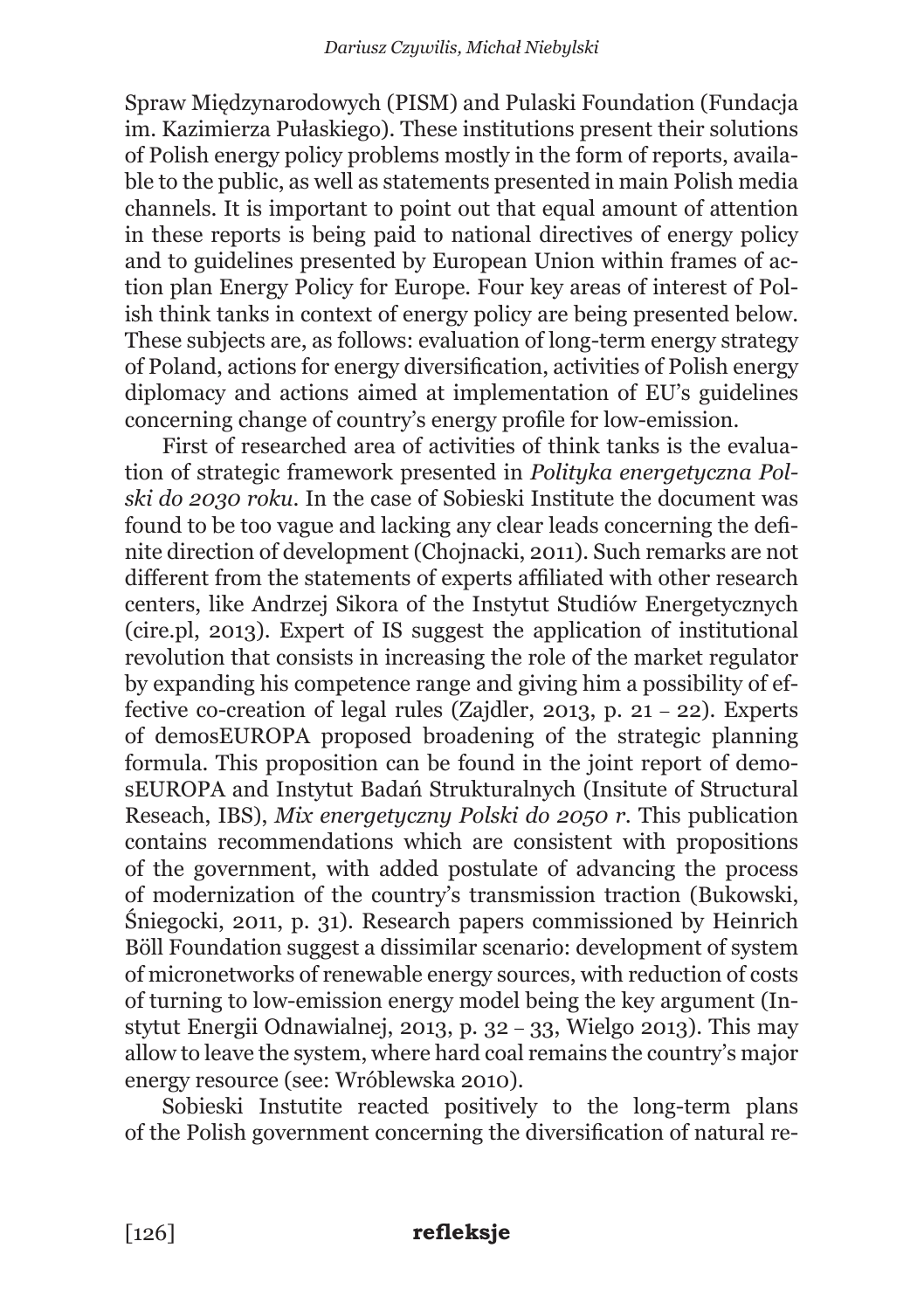Spraw Międzynarodowych (PISM) and Pulaski Foundation (Fundacja im. Kazimierza Pułaskiego). These institutions present their solutions of Polish energy policy problems mostly in the form of reports, available to the public, as well as statements presented in main Polish media channels. It is important to point out that equal amount of attention in these reports is being paid to national directives of energy policy and to guidelines presented by European Union within frames of action plan Energy Policy for Europe. Four key areas of interest of Polish think tanks in context of energy policy are being presented below. These subjects are, as follows: evaluation of long-term energy strategy of Poland, actions for energy diversification, activities of Polish energy diplomacy and actions aimed at implementation of EU's guidelines concerning change of country's energy profile for low-emission.

First of researched area of activities of think tanks is the evaluation of strategic framework presented in *Polityka energetyczna Polski do 2030 roku*. In the case of Sobieski Institute the document was found to be too vague and lacking any clear leads concerning the definite direction of development (Chojnacki, 2011). Such remarks are not different from the statements of experts affiliated with other research centers, like Andrzej Sikora of the Instytut Studiów Energetycznych (cire.pl, 2013). Expert of IS suggest the application of institutional revolution that consists in increasing the role of the market regulator by expanding his competence range and giving him a possibility of effective co-creation of legal rules (Zajdler, 2013, p. 21 – 22). Experts of demosEUROPA proposed broadening of the strategic planning formula. This proposition can be found in the joint report of demosEUROPA and Instytut Badań Strukturalnych (Insitute of Structural Reseach, IBS), *Mix energetyczny Polski do 2050 r.* This publication contains recommendations which are consistent with propositions of the government, with added postulate of advancing the process of modernization of the country's transmission traction (Bukowski, Śniegocki, 2011, p. 31). Research papers commissioned by Heinrich Böll Foundation suggest a dissimilar scenario: development of system of micronetworks of renewable energy sources, with reduction of costs of turning to low-emission energy model being the key argument (Instytut Energii Odnawialnej, 2013, p. 32 – 33, Wielgo 2013). This may allow to leave the system, where hard coal remains the country's major energy resource (see: Wróblewska 2010).

Sobieski Instutite reacted positively to the long-term plans of the Polish government concerning the diversification of natural re-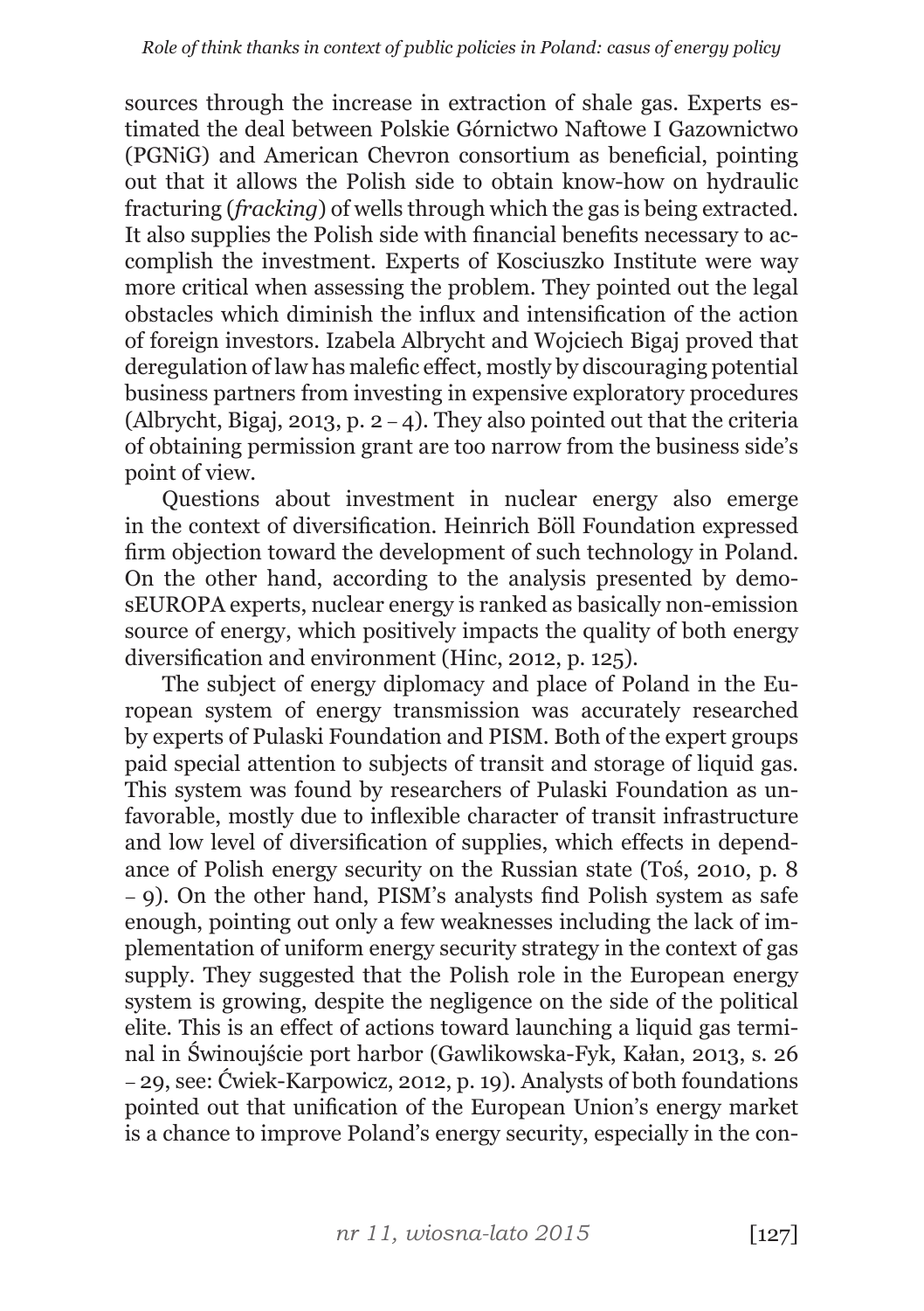sources through the increase in extraction of shale gas. Experts estimated the deal between Polskie Górnictwo Naftowe I Gazownictwo (PGNiG) and American Chevron consortium as beneficial, pointing out that it allows the Polish side to obtain know-how on hydraulic fracturing (*fracking*) of wells through which the gas is being extracted. It also supplies the Polish side with financial benefits necessary to accomplish the investment. Experts of Kosciuszko Institute were way more critical when assessing the problem. They pointed out the legal obstacles which diminish the influx and intensification of the action of foreign investors. Izabela Albrycht and Wojciech Bigaj proved that deregulation of law has malefic effect, mostly by discouraging potential business partners from investing in expensive exploratory procedures (Albrycht, Bigaj, 2013, p. 2 – 4). They also pointed out that the criteria of obtaining permission grant are too narrow from the business side's point of view.

Questions about investment in nuclear energy also emerge in the context of diversification. Heinrich Böll Foundation expressed firm objection toward the development of such technology in Poland. On the other hand, according to the analysis presented by demosEUROPA experts, nuclear energy is ranked as basically non-emission source of energy, which positively impacts the quality of both energy diversification and environment (Hinc, 2012, p. 125).

The subject of energy diplomacy and place of Poland in the European system of energy transmission was accurately researched by experts of Pulaski Foundation and PISM. Both of the expert groups paid special attention to subjects of transit and storage of liquid gas. This system was found by researchers of Pulaski Foundation as unfavorable, mostly due to inflexible character of transit infrastructure and low level of diversification of supplies, which effects in dependance of Polish energy security on the Russian state (Toś, 2010, p. 8 – 9). On the other hand, PISM's analysts find Polish system as safe enough, pointing out only a few weaknesses including the lack of implementation of uniform energy security strategy in the context of gas supply. They suggested that the Polish role in the European energy system is growing, despite the negligence on the side of the political elite. This is an effect of actions toward launching a liquid gas terminal in Świnoujście port harbor (Gawlikowska-Fyk, Kałan, 2013, s. 26 – 29, see: Ćwiek-Karpowicz, 2012, p. 19). Analysts of both foundations pointed out that unification of the European Union's energy market is a chance to improve Poland's energy security, especially in the con-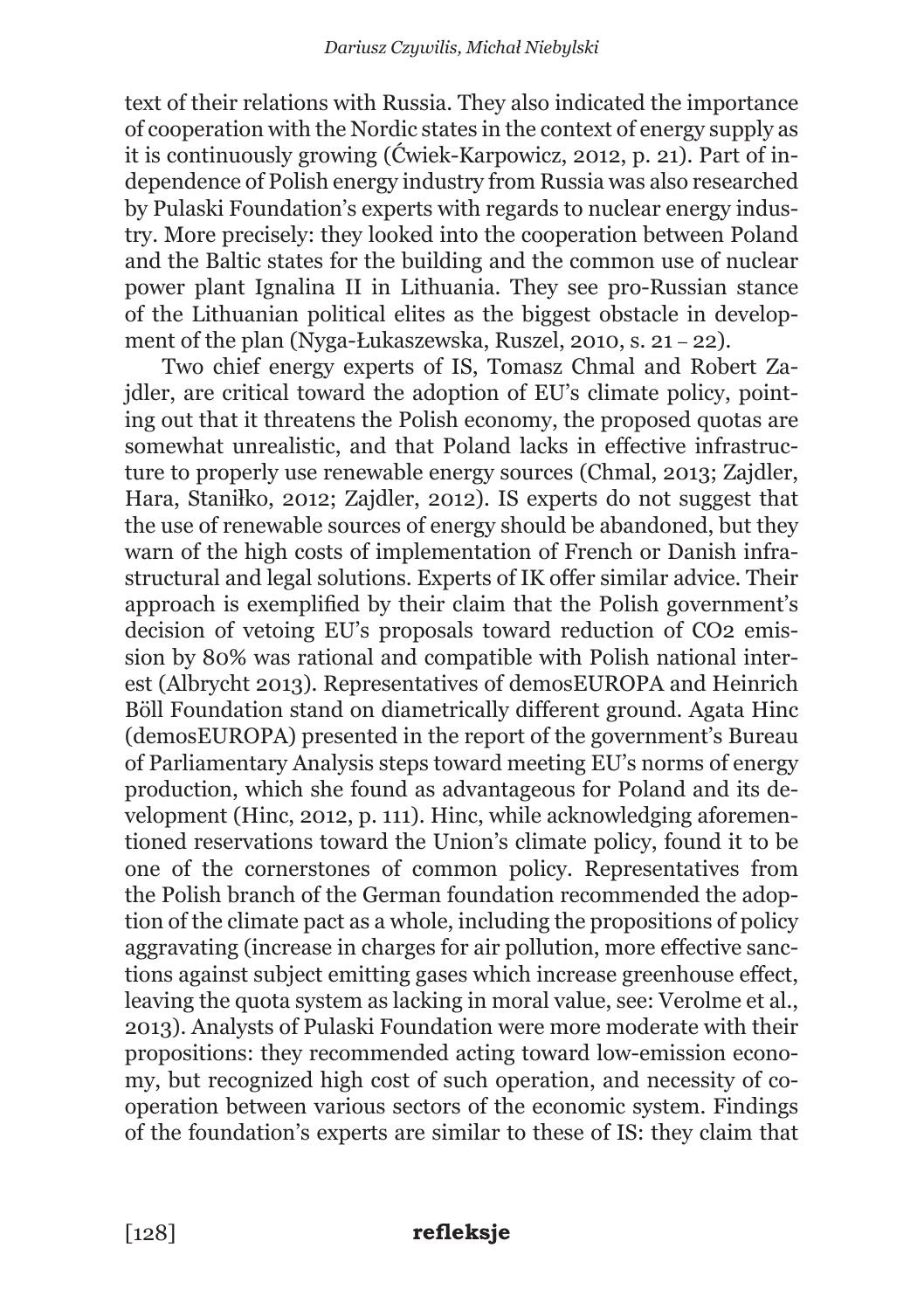text of their relations with Russia. They also indicated the importance of cooperation with the Nordic states in the context of energy supply as it is continuously growing (Ćwiek-Karpowicz, 2012, p. 21). Part of independence of Polish energy industry from Russia was also researched by Pulaski Foundation's experts with regards to nuclear energy industry. More precisely: they looked into the cooperation between Poland and the Baltic states for the building and the common use of nuclear power plant Ignalina II in Lithuania. They see pro-Russian stance of the Lithuanian political elites as the biggest obstacle in development of the plan (Nyga-Łukaszewska, Ruszel, 2010, s. 21 – 22).

Two chief energy experts of IS, Tomasz Chmal and Robert Zajdler, are critical toward the adoption of EU's climate policy, pointing out that it threatens the Polish economy, the proposed quotas are somewhat unrealistic, and that Poland lacks in effective infrastructure to properly use renewable energy sources (Chmal, 2013; Zajdler, Hara, Staniłko, 2012; Zajdler, 2012). IS experts do not suggest that the use of renewable sources of energy should be abandoned, but they warn of the high costs of implementation of French or Danish infrastructural and legal solutions. Experts of IK offer similar advice. Their approach is exemplified by their claim that the Polish government's decision of vetoing EU's proposals toward reduction of $CO_2$ emission by 80% was rational and compatible with Polish national interest (Albrycht 2013). Representatives of demosEUROPA and Heinrich Böll Foundation stand on diametrically different ground. Agata Hinc (demosEUROPA) presented in the report of the government's Bureau of Parliamentary Analysis steps toward meeting EU's norms of energy production, which she found as advantageous for Poland and its development (Hinc, 2012, p. 111). Hinc, while acknowledging aforementioned reservations toward the Union's climate policy, found it to be one of the cornerstones of common policy. Representatives from the Polish branch of the German foundation recommended the adoption of the climate pact as a whole, including the propositions of policy aggravating (increase in charges for air pollution, more effective sanctions against subject emitting gases which increase greenhouse effect, leaving the quota system as lacking in moral value, see: Verolme et al., 2013). Analysts of Pulaski Foundation were more moderate with their propositions: they recommended acting toward low-emission economy, but recognized high cost of such operation, and necessity of cooperation between various sectors of the economic system. Findings of the foundation's experts are similar to these of IS: they claim that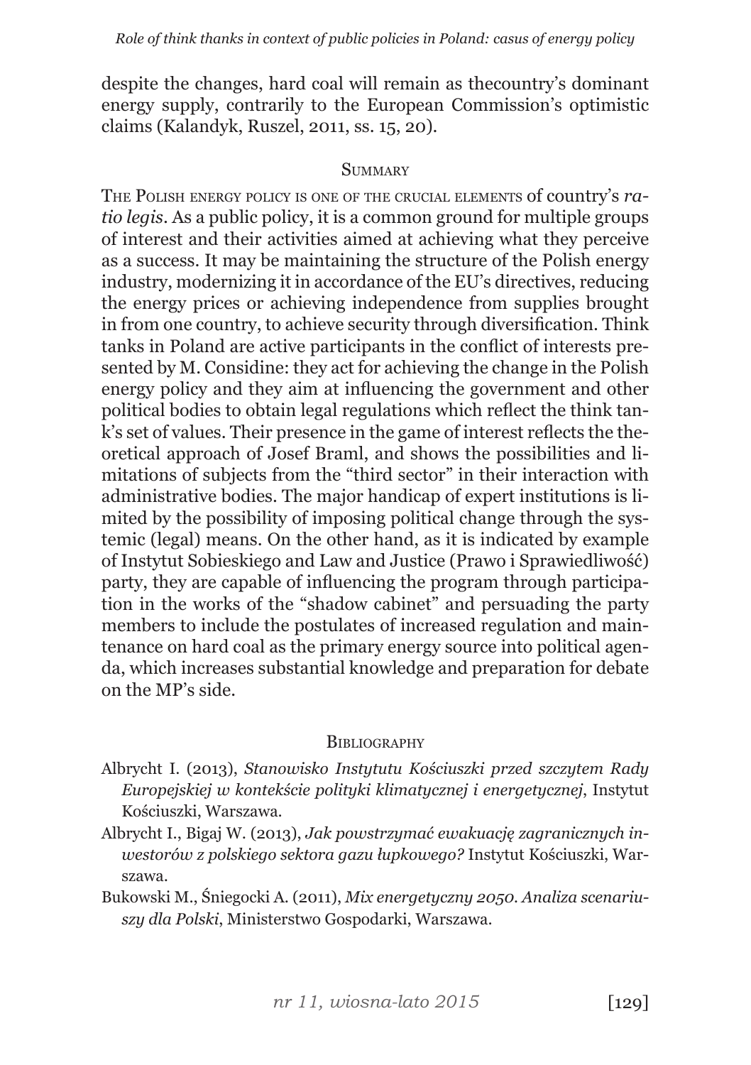despite the changes, hard coal will remain as thecountry's dominant energy supply, contrarily to the European Commission's optimistic claims (Kalandyk, Ruszel, 2011, ss. 15, 20).

## Summary

The Polish energy policy is one of the crucial elements of country's *ratio legis*. As a public policy, it is a common ground for multiple groups of interest and their activities aimed at achieving what they perceive as a success. It may be maintaining the structure of the Polish energy industry, modernizing it in accordance of the EU's directives, reducing the energy prices or achieving independence from supplies brought in from one country, to achieve security through diversification. Think tanks in Poland are active participants in the conflict of interests presented by M. Considine: they act for achieving the change in the Polish energy policy and they aim at influencing the government and other political bodies to obtain legal regulations which reflect the think tank's set of values. Their presence in the game of interest reflects the theoretical approach of Josef Braml, and shows the possibilities and limitations of subjects from the "third sector" in their interaction with administrative bodies. The major handicap of expert institutions is limited by the possibility of imposing political change through the systemic (legal) means. On the other hand, as it is indicated by example of Instytut Sobieskiego and Law and Justice (Prawo i Sprawiedliwość) party, they are capable of influencing the program through participation in the works of the "shadow cabinet" and persuading the party members to include the postulates of increased regulation and maintenance on hard coal as the primary energy source into political agenda, which increases substantial knowledge and preparation for debate on the MP's side.

## Bibliography

- Albrycht I. (2013), *Stanowisko Instytutu Kościuszki przed szczytem Rady Europejskiej w kontekście polityki klimatycznej i energetycznej*, Instytut Kościuszki, Warszawa.
- Albrycht I., Bigaj W. (2013), *Jak powstrzymać ewakuację zagranicznych inwestorów z polskiego sektora gazu łupkowego?* Instytut Kościuszki, Warszawa.
- Bukowski M., Śniegocki A. (2011), *Mix energetyczny 2050. Analiza scenariuszy dla Polski*, Ministerstwo Gospodarki, Warszawa.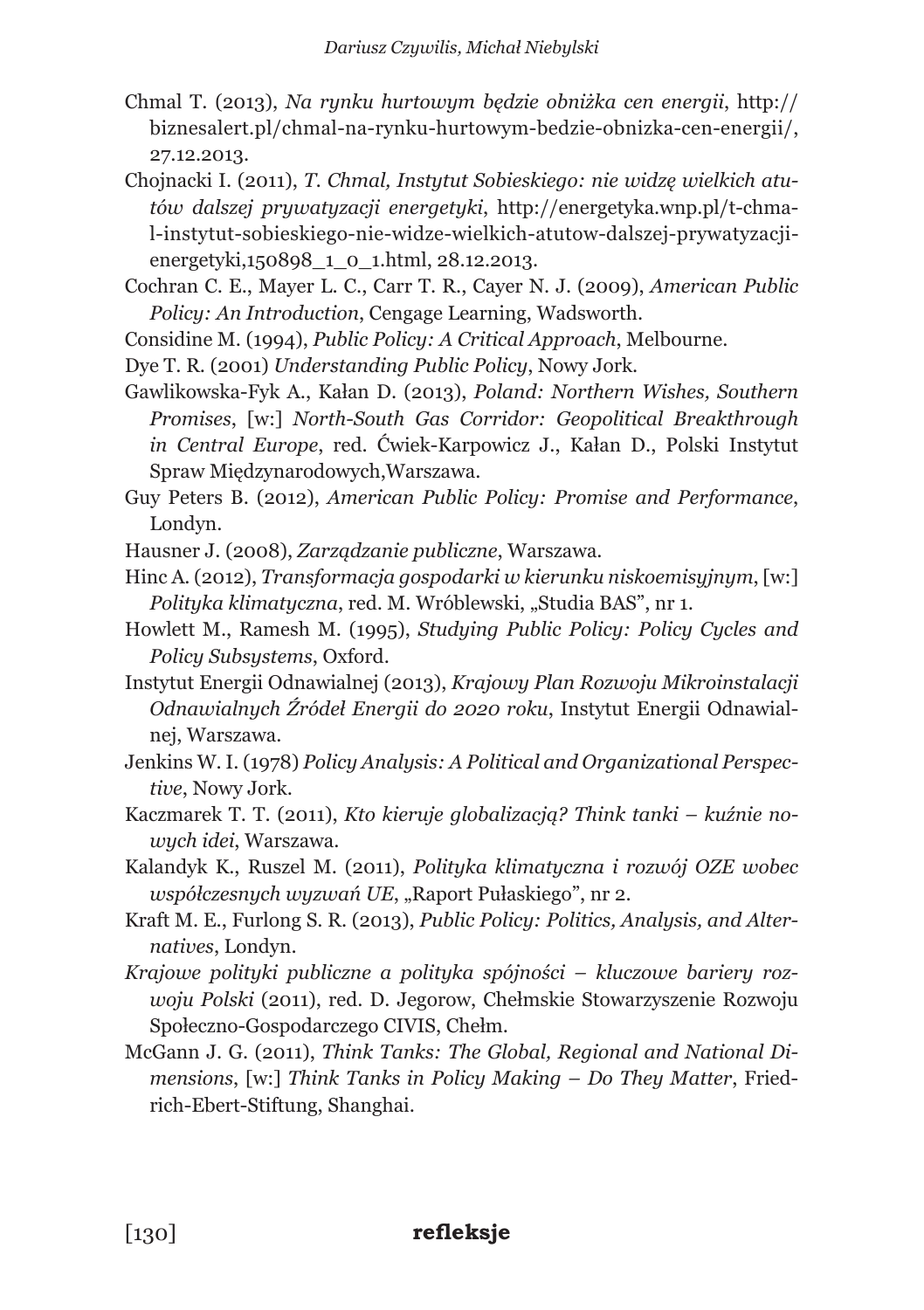Chmal T. (2013), *Na rynku hurtowym będzie obniżka cen energii*, http://biznesalert.pl/chmal-na-rynku-hurtowym-bedzie-obnizka-cen-energii/, 27.12.2013.

Chojnacki I. (2011), *T. Chmal, Instytut Sobieskiego: nie widzę wielkich atutów dalszej prywatyzacji energetyki*, http://energetyka.wnp.pl/t-chmal-instytut-sobieskiego-nie-widze-wielkich-atutow-dalszej-prywatyzacji-energetyki,150898_1_0_1.html, 28.12.2013.

Cochran C. E., Mayer L. C., Carr T. R., Cayer N. J. (2009), *American Public Policy: An Introduction*, Cengage Learning, Wadsworth.

Considine M. (1994), *Public Policy: A Critical Approach*, Melbourne.

Dye T. R. (2001) *Understanding Public Policy*, Nowy Jork.

Gawlikowska-Fyk A., Kałan D. (2013), *Poland: Northern Wishes, Southern Promises*, [w:] *North-South Gas Corridor: Geopolitical Breakthrough in Central Europe*, red. Ćwiek-Karpowicz J., Kałan D., Polski Instytut Spraw Międzynarodowych,Warszawa.

Guy Peters B. (2012), *American Public Policy: Promise and Performance*, Londyn.

Hausner J. (2008), *Zarządzanie publiczne*, Warszawa.

Hinc A. (2012), *Transformacja gospodarki w kierunku niskoemisyjnym*, [w:] *Polityka klimatyczna*, red. M. Wróblewski, „Studia BAS", nr 1.

Howlett M., Ramesh M. (1995), *Studying Public Policy: Policy Cycles and Policy Subsystems*, Oxford.

Instytut Energii Odnawialnej (2013), *Krajowy Plan Rozwoju Mikroinstalacji Odnawialnych Źródeł Energii do 2020 roku*, Instytut Energii Odnawialnej, Warszawa.

Jenkins W. I. (1978) *Policy Analysis: A Political and Organizational Perspective*, Nowy Jork.

Kaczmarek T. T. (2011), *Kto kieruje globalizacją? Think tanki – kuźnie nowych idei*, Warszawa.

Kalandyk K., Ruszel M. (2011), *Polityka klimatyczna i rozwój OZE wobec współczesnych wyzwań UE*, „Raport Pułaskiego", nr 2.

Kraft M. E., Furlong S. R. (2013), *Public Policy: Politics, Analysis, and Alternatives*, Londyn.

*Krajowe polityki publiczne a polityka spójności – kluczowe bariery rozwoju Polski* (2011), red. D. Jegorow, Chełmskie Stowarzyszenie Rozwoju Społeczno-Gospodarczego CIVIS, Chełm.

McGann J. G. (2011), *Think Tanks: The Global, Regional and National Dimensions*, [w:] *Think Tanks in Policy Making – Do They Matter*, Friedrich-Ebert-Stiftung, Shanghai.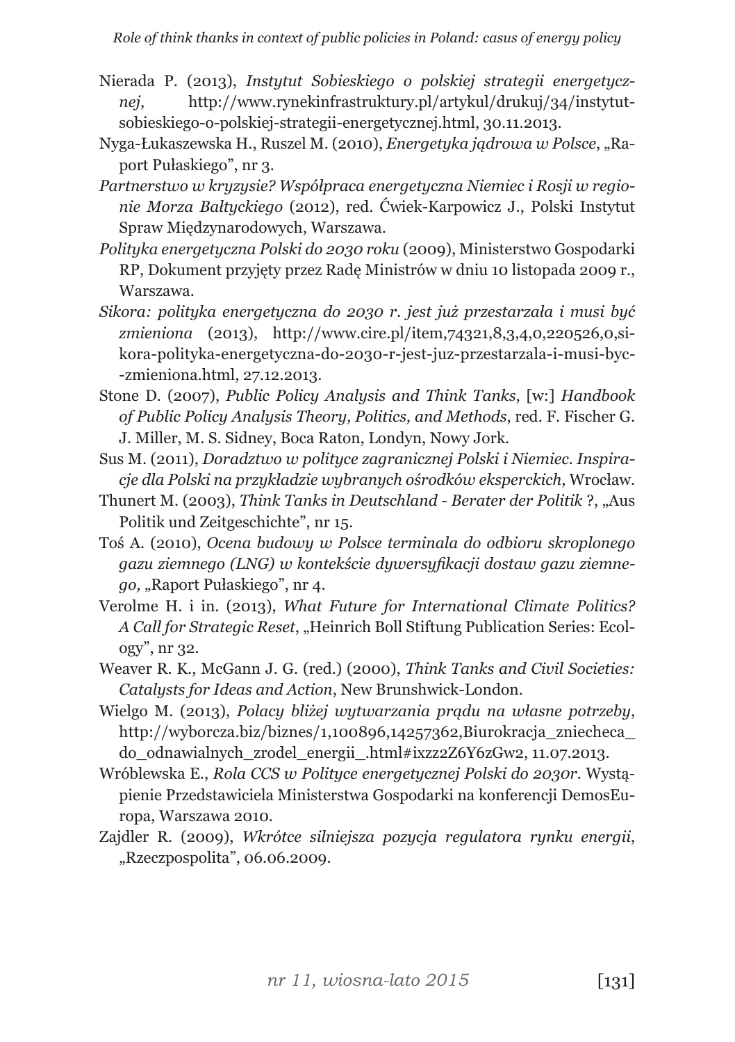Nierada P. (2013), *Instytut Sobieskiego o polskiej strategii energetycznej*, http://www.rynekinfrastruktury.pl/artykul/drukuj/34/instytut-sobieskiego-o-polskiej-strategii-energetycznej.html, 30.11.2013.

Nyga-Łukaszewska H., Ruszel M. (2010), *Energetyka jądrowa w Polsce*, „Raport Pułaskiego", nr 3.

*Partnerstwo w kryzysie? Współpraca energetyczna Niemiec i Rosji w regionie Morza Bałtyckiego* (2012), red. Ćwiek-Karpowicz J., Polski Instytut Spraw Międzynarodowych, Warszawa.

*Polityka energetyczna Polski do 2030 roku* (2009), Ministerstwo Gospodarki RP, Dokument przyjęty przez Radę Ministrów w dniu 10 listopada 2009 r., Warszawa.

*Sikora: polityka energetyczna do 2030 r. jest już przestarzała i musi być zmieniona* (2013), http://www.cire.pl/item,74321,8,3,4,0,220526,0,sikora-polityka-energetyczna-do-2030-r-jest-juz-przestarzala-i-musi-byc--zmieniona.html, 27.12.2013.

Stone D. (2007), *Public Policy Analysis and Think Tanks*, [w:] *Handbook of Public Policy Analysis Theory, Politics, and Methods*, red. F. Fischer G. J. Miller, M. S. Sidney, Boca Raton, Londyn, Nowy Jork.

Sus M. (2011), *Doradztwo w polityce zagranicznej Polski i Niemiec. Inspiracje dla Polski na przykładzie wybranych ośrodków eksperckich*, Wrocław.

Thunert M. (2003), *Think Tanks in Deutschland - Berater der Politik* ?, „Aus Politik und Zeitgeschichte", nr 15.

Toś A. (2010), *Ocena budowy w Polsce terminala do odbioru skroplonego gazu ziemnego (LNG) w kontekście dywersyfikacji dostaw gazu ziemnego,* „Raport Pułaskiego", nr 4.

Verolme H. i in. (2013), *What Future for International Climate Politics? A Call for Strategic Reset*, „Heinrich Boll Stiftung Publication Series: Ecology", nr 32.

Weaver R. K., McGann J. G. (red.) (2000), *Think Tanks and Civil Societies: Catalysts for Ideas and Action*, New Brunshwick-London.

Wielgo M. (2013), *Polacy bliżej wytwarzania prądu na własne potrzeby*, http://wyborcza.biz/biznes/1,100896,14257362,Biurokracja_zniechecа_do_odnawialnych_zrodel_energii_.html#ixzz2Z6Y6zGw2, 11.07.2013.

Wróblewska E., *Rola CCS w Polityce energetycznej Polski do 2030r*. Wystąpienie Przedstawiciela Ministerstwa Gospodarki na konferencji DemosEuropa, Warszawa 2010.

Zajdler R. (2009), *Wkrótce silniejsza pozycja regulatora rynku energii*, „Rzeczpospolita", 06.06.2009.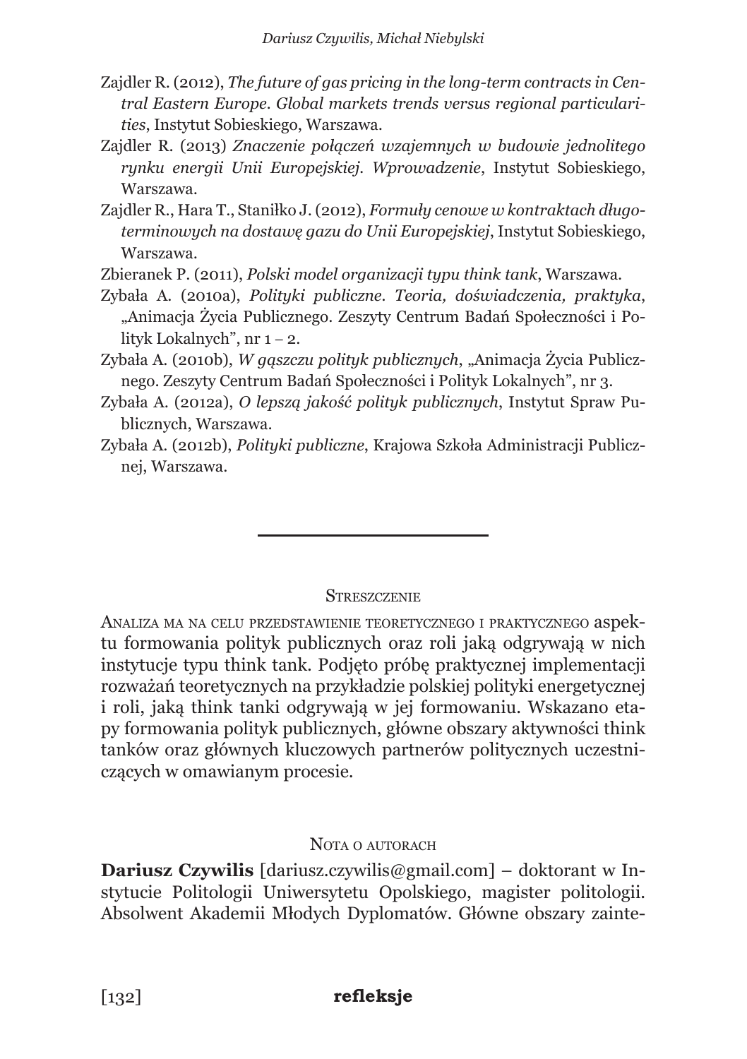Zajdler R. (2012), *The future of gas pricing in the long-term contracts in Central Eastern Europe. Global markets trends versus regional particularities*, Instytut Sobieskiego, Warszawa.

Zajdler R. (2013) *Znaczenie połączeń wzajemnych w budowie jednolitego rynku energii Unii Europejskiej. Wprowadzenie*, Instytut Sobieskiego, Warszawa.

Zajdler R., Hara T., Staniłko J. (2012), *Formuły cenowe w kontraktach długoterminowych na dostawę gazu do Unii Europejskiej*, Instytut Sobieskiego, Warszawa.

Zbieranek P. (2011), *Polski model organizacji typu think tank*, Warszawa.

Zybała A. (2010a), *Polityki publiczne. Teoria, doświadczenia, praktyka*, „Animacja Życia Publicznego. Zeszyty Centrum Badań Społeczności i Polityk Lokalnych", nr 1 – 2.

Zybała A. (2010b), *W gąszczu polityk publicznych*, „Animacja Życia Publicznego. Zeszyty Centrum Badań Społeczności i Polityk Lokalnych", nr 3.

Zybała A. (2012a), *O lepszą jakość polityk publicznych*, Instytut Spraw Publicznych, Warszawa.

Zybała A. (2012b), *Polityki publiczne*, Krajowa Szkoła Administracji Publicznej, Warszawa.

---

## Streszczenie

Analiza ma na celu przedstawienie teoretycznego i praktycznego aspektu formowania polityk publicznych oraz roli jaką odgrywają w nich instytucje typu think tank. Podjęto próbę praktycznej implementacji rozważań teoretycznych na przykładzie polskiej polityki energetycznej i roli, jaką think tanki odgrywają w jej formowaniu. Wskazano etapy formowania polityk publicznych, główne obszary aktywności think tanków oraz głównych kluczowych partnerów politycznych uczestniczących w omawianym procesie.

## Nota o autorach

**Dariusz Czywilis** [dariusz.czywilis@gmail.com] – doktorant w Instytucie Politologii Uniwersytetu Opolskiego, magister politologii. Absolwent Akademii Młodych Dyplomatów. Główne obszary zainte-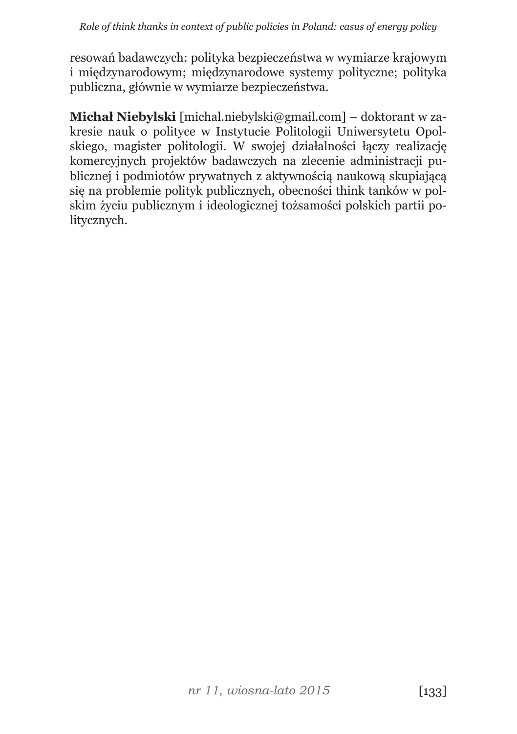resowań badawczych: polityka bezpieczeństwa w wymiarze krajowym i międzynarodowym; międzynarodowe systemy polityczne; polityka publiczna, głównie w wymiarze bezpieczeństwa.

**Michał Niebylski** [michal.niebylski@gmail.com] – doktorant w zakresie nauk o polityce w Instytucie Politologii Uniwersytetu Opolskiego, magister politologii. W swojej działalności łączy realizację komercyjnych projektów badawczych na zlecenie administracji publicznej i podmiotów prywatnych z aktywnością naukową skupiającą się na problemie polityk publicznych, obecności think tanków w polskim życiu publicznym i ideologicznej tożsamości polskich partii politycznych.